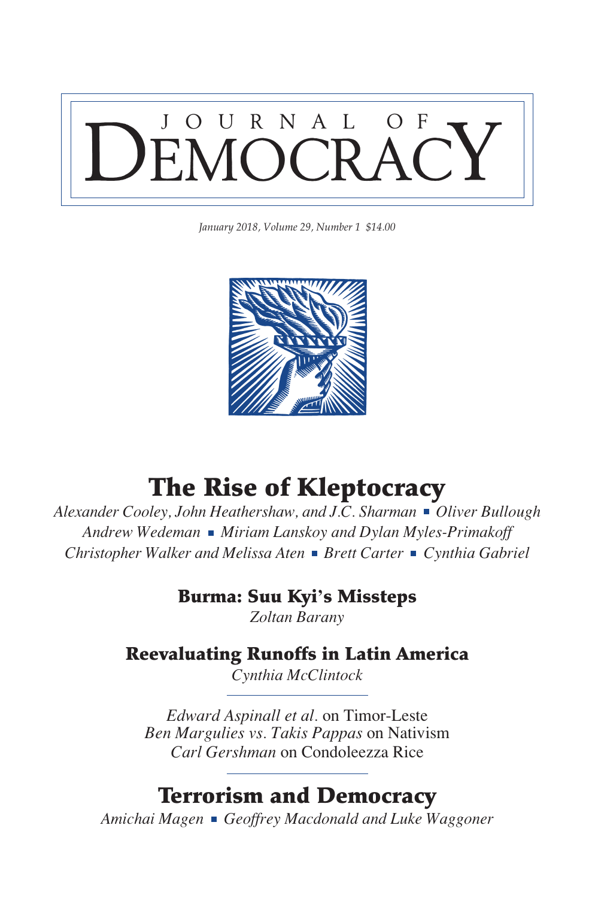# JOURNAL OF DEMOCRACY

*January 2018, Volume 29, Number 1 $14.00*

## The Rise of Kleptocracy

*Alexander Cooley, John Heathershaw, and J.C. Sharman* ▪ *Oliver Bullough*
*Andrew Wedeman* ▪ *Miriam Lanskoy and Dylan Myles-Primakoff*
*Christopher Walker and Melissa Aten* ▪ *Brett Carter* ▪ *Cynthia Gabriel*

### Burma: Suu Kyi's Missteps

*Zoltan Barany*

### Reevaluating Runoffs in Latin America

*Cynthia McClintock*

---

*Edward Aspinall et al.* on Timor-Leste
*Ben Margulies vs. Takis Pappas* on Nativism
*Carl Gershman* on Condoleezza Rice

---

## Terrorism and Democracy

*Amichai Magen* ▪ *Geoffrey Macdonald and Luke Waggoner*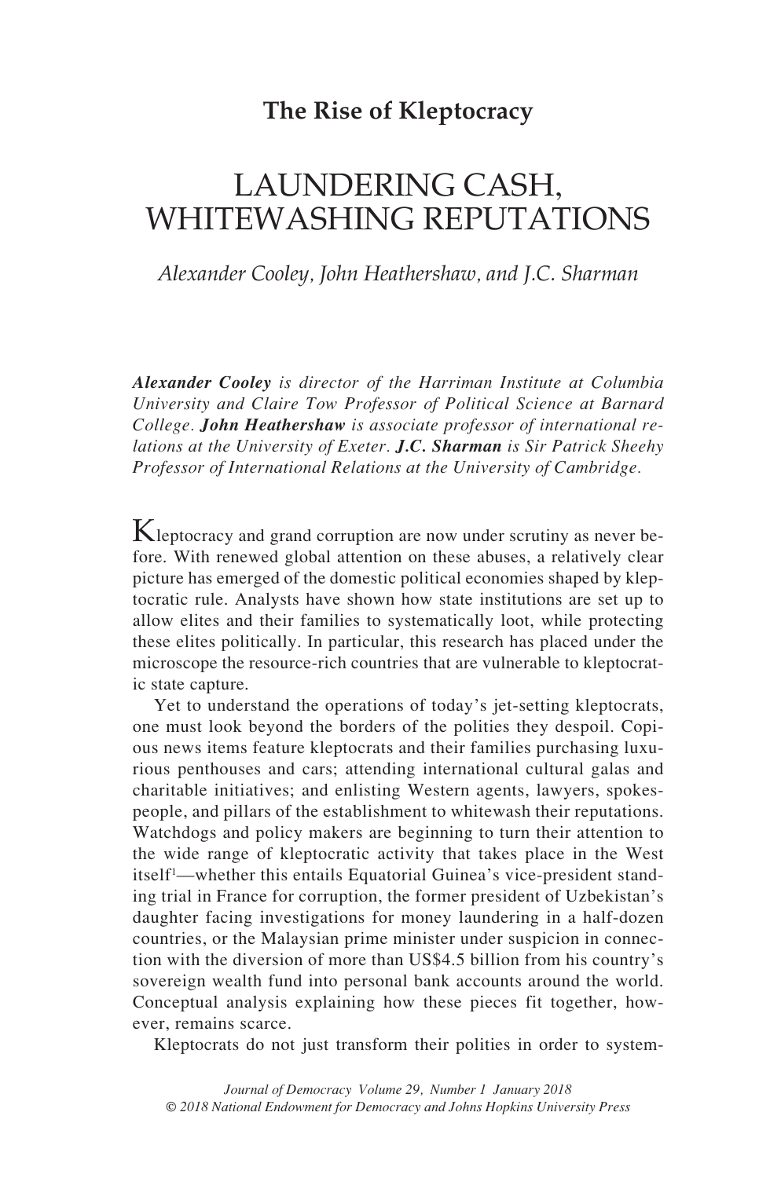**The Rise of Kleptocracy**

# LAUNDERING CASH, WHITEWASHING REPUTATIONS

*Alexander Cooley, John Heathershaw, and J.C. Sharman*

***Alexander Cooley*** *is director of the Harriman Institute at Columbia University and Claire Tow Professor of Political Science at Barnard College.* ***John Heathershaw*** *is associate professor of international relations at the University of Exeter.* ***J.C. Sharman*** *is Sir Patrick Sheehy Professor of International Relations at the University of Cambridge.*

Kleptocracy and grand corruption are now under scrutiny as never before. With renewed global attention on these abuses, a relatively clear picture has emerged of the domestic political economies shaped by kleptocratic rule. Analysts have shown how state institutions are set up to allow elites and their families to systematically loot, while protecting these elites politically. In particular, this research has placed under the microscope the resource-rich countries that are vulnerable to kleptocratic state capture.

Yet to understand the operations of today's jet-setting kleptocrats, one must look beyond the borders of the polities they despoil. Copious news items feature kleptocrats and their families purchasing luxurious penthouses and cars; attending international cultural galas and charitable initiatives; and enlisting Western agents, lawyers, spokespeople, and pillars of the establishment to whitewash their reputations. Watchdogs and policy makers are beginning to turn their attention to the wide range of kleptocratic activity that takes place in the West itself[1]—whether this entails Equatorial Guinea's vice-president standing trial in France for corruption, the former president of Uzbekistan's daughter facing investigations for money laundering in a half-dozen countries, or the Malaysian prime minister under suspicion in connection with the diversion of more than US$4.5 billion from his country's sovereign wealth fund into personal bank accounts around the world. Conceptual analysis explaining how these pieces fit together, however, remains scarce.

Kleptocrats do not just transform their polities in order to system-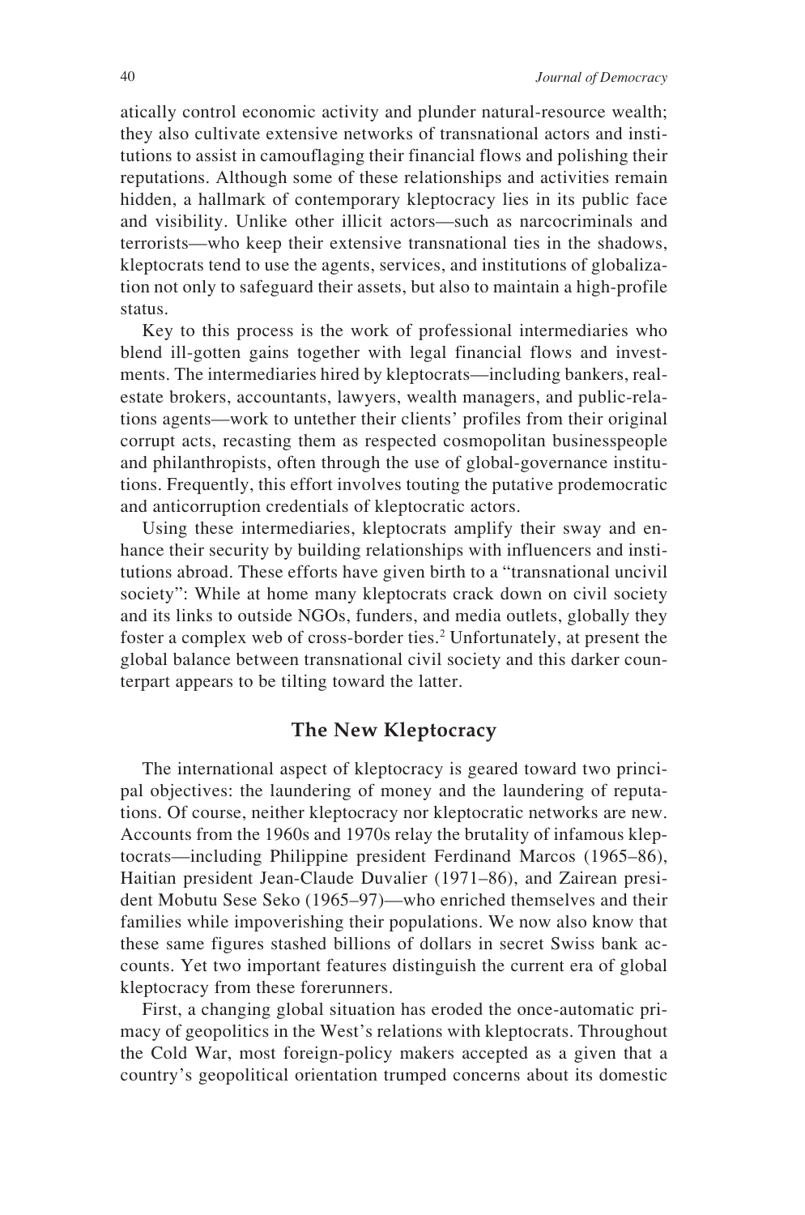atically control economic activity and plunder natural-resource wealth; they also cultivate extensive networks of transnational actors and institutions to assist in camouflaging their financial flows and polishing their reputations. Although some of these relationships and activities remain hidden, a hallmark of contemporary kleptocracy lies in its public face and visibility. Unlike other illicit actors—such as narcocriminals and terrorists—who keep their extensive transnational ties in the shadows, kleptocrats tend to use the agents, services, and institutions of globalization not only to safeguard their assets, but also to maintain a high-profile status.

Key to this process is the work of professional intermediaries who blend ill-gotten gains together with legal financial flows and investments. The intermediaries hired by kleptocrats—including bankers, real-estate brokers, accountants, lawyers, wealth managers, and public-relations agents—work to untether their clients' profiles from their original corrupt acts, recasting them as respected cosmopolitan businesspeople and philanthropists, often through the use of global-governance institutions. Frequently, this effort involves touting the putative prodemocratic and anticorruption credentials of kleptocratic actors.

Using these intermediaries, kleptocrats amplify their sway and enhance their security by building relationships with influencers and institutions abroad. These efforts have given birth to a "transnational uncivil society": While at home many kleptocrats crack down on civil society and its links to outside NGOs, funders, and media outlets, globally they foster a complex web of cross-border ties.[2] Unfortunately, at present the global balance between transnational civil society and this darker counterpart appears to be tilting toward the latter.

## The New Kleptocracy

The international aspect of kleptocracy is geared toward two principal objectives: the laundering of money and the laundering of reputations. Of course, neither kleptocracy nor kleptocratic networks are new. Accounts from the 1960s and 1970s relay the brutality of infamous kleptocrats—including Philippine president Ferdinand Marcos (1965–86), Haitian president Jean-Claude Duvalier (1971–86), and Zairean president Mobutu Sese Seko (1965–97)—who enriched themselves and their families while impoverishing their populations. We now also know that these same figures stashed billions of dollars in secret Swiss bank accounts. Yet two important features distinguish the current era of global kleptocracy from these forerunners.

First, a changing global situation has eroded the once-automatic primacy of geopolitics in the West's relations with kleptocrats. Throughout the Cold War, most foreign-policy makers accepted as a given that a country's geopolitical orientation trumped concerns about its domestic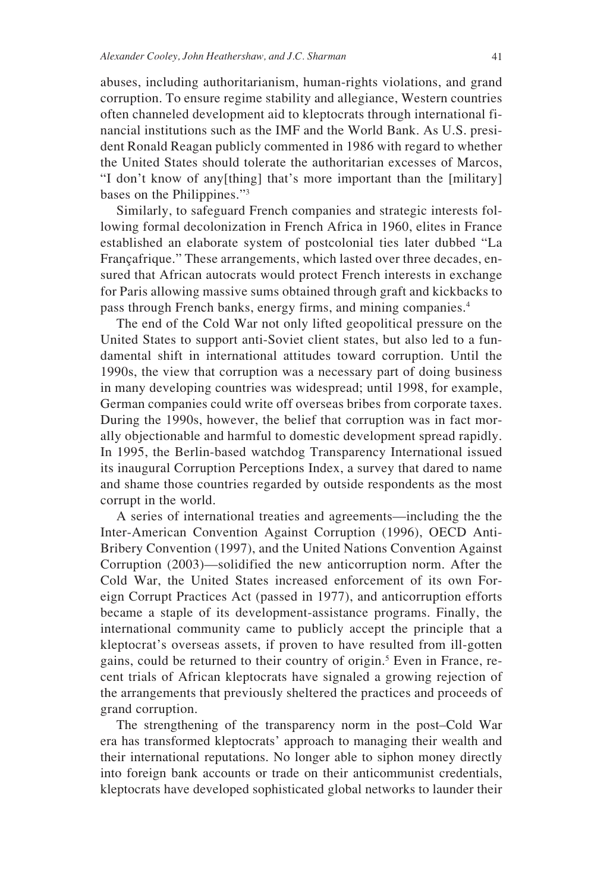abuses, including authoritarianism, human-rights violations, and grand corruption. To ensure regime stability and allegiance, Western countries often channeled development aid to kleptocrats through international financial institutions such as the IMF and the World Bank. As U.S. president Ronald Reagan publicly commented in 1986 with regard to whether the United States should tolerate the authoritarian excesses of Marcos, "I don't know of any[thing] that's more important than the [military] bases on the Philippines."[3]

Similarly, to safeguard French companies and strategic interests following formal decolonization in French Africa in 1960, elites in France established an elaborate system of postcolonial ties later dubbed "La Françafrique." These arrangements, which lasted over three decades, ensured that African autocrats would protect French interests in exchange for Paris allowing massive sums obtained through graft and kickbacks to pass through French banks, energy firms, and mining companies.[4]

The end of the Cold War not only lifted geopolitical pressure on the United States to support anti-Soviet client states, but also led to a fundamental shift in international attitudes toward corruption. Until the 1990s, the view that corruption was a necessary part of doing business in many developing countries was widespread; until 1998, for example, German companies could write off overseas bribes from corporate taxes. During the 1990s, however, the belief that corruption was in fact morally objectionable and harmful to domestic development spread rapidly. In 1995, the Berlin-based watchdog Transparency International issued its inaugural Corruption Perceptions Index, a survey that dared to name and shame those countries regarded by outside respondents as the most corrupt in the world.

A series of international treaties and agreements—including the the Inter-American Convention Against Corruption (1996), OECD Anti-Bribery Convention (1997), and the United Nations Convention Against Corruption (2003)—solidified the new anticorruption norm. After the Cold War, the United States increased enforcement of its own Foreign Corrupt Practices Act (passed in 1977), and anticorruption efforts became a staple of its development-assistance programs. Finally, the international community came to publicly accept the principle that a kleptocrat's overseas assets, if proven to have resulted from ill-gotten gains, could be returned to their country of origin.[5] Even in France, recent trials of African kleptocrats have signaled a growing rejection of the arrangements that previously sheltered the practices and proceeds of grand corruption.

The strengthening of the transparency norm in the post–Cold War era has transformed kleptocrats' approach to managing their wealth and their international reputations. No longer able to siphon money directly into foreign bank accounts or trade on their anticommunist credentials, kleptocrats have developed sophisticated global networks to launder their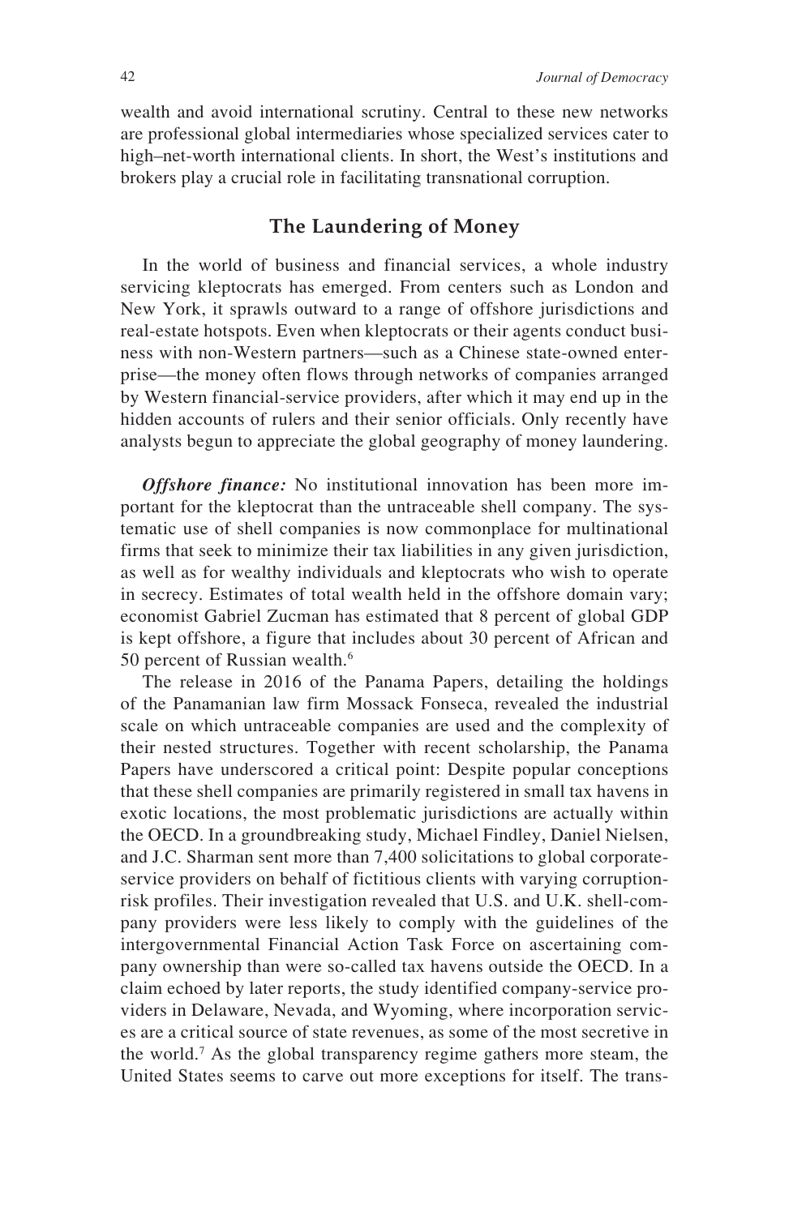wealth and avoid international scrutiny. Central to these new networks are professional global intermediaries whose specialized services cater to high–net-worth international clients. In short, the West's institutions and brokers play a crucial role in facilitating transnational corruption.

## The Laundering of Money

In the world of business and financial services, a whole industry servicing kleptocrats has emerged. From centers such as London and New York, it sprawls outward to a range of offshore jurisdictions and real-estate hotspots. Even when kleptocrats or their agents conduct business with non-Western partners—such as a Chinese state-owned enterprise—the money often flows through networks of companies arranged by Western financial-service providers, after which it may end up in the hidden accounts of rulers and their senior officials. Only recently have analysts begun to appreciate the global geography of money laundering.

***Offshore finance:*** No institutional innovation has been more important for the kleptocrat than the untraceable shell company. The systematic use of shell companies is now commonplace for multinational firms that seek to minimize their tax liabilities in any given jurisdiction, as well as for wealthy individuals and kleptocrats who wish to operate in secrecy. Estimates of total wealth held in the offshore domain vary; economist Gabriel Zucman has estimated that 8 percent of global GDP is kept offshore, a figure that includes about 30 percent of African and 50 percent of Russian wealth.[6]

The release in 2016 of the Panama Papers, detailing the holdings of the Panamanian law firm Mossack Fonseca, revealed the industrial scale on which untraceable companies are used and the complexity of their nested structures. Together with recent scholarship, the Panama Papers have underscored a critical point: Despite popular conceptions that these shell companies are primarily registered in small tax havens in exotic locations, the most problematic jurisdictions are actually within the OECD. In a groundbreaking study, Michael Findley, Daniel Nielsen, and J.C. Sharman sent more than 7,400 solicitations to global corporate-service providers on behalf of fictitious clients with varying corruption-risk profiles. Their investigation revealed that U.S. and U.K. shell-company providers were less likely to comply with the guidelines of the intergovernmental Financial Action Task Force on ascertaining company ownership than were so-called tax havens outside the OECD. In a claim echoed by later reports, the study identified company-service providers in Delaware, Nevada, and Wyoming, where incorporation services are a critical source of state revenues, as some of the most secretive in the world.[7] As the global transparency regime gathers more steam, the United States seems to carve out more exceptions for itself. The trans-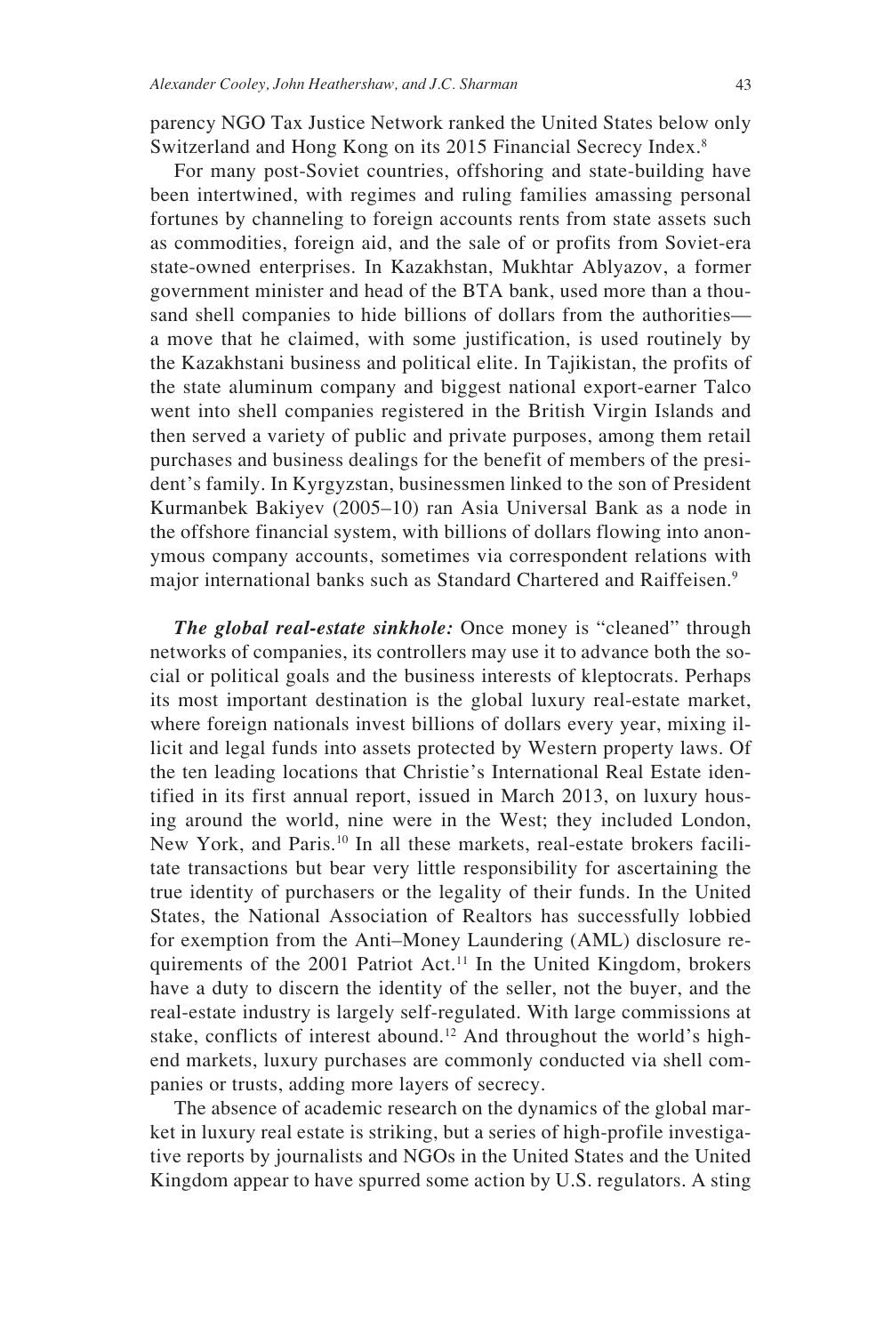parency NGO Tax Justice Network ranked the United States below only Switzerland and Hong Kong on its 2015 Financial Secrecy Index.[8]

For many post-Soviet countries, offshoring and state-building have been intertwined, with regimes and ruling families amassing personal fortunes by channeling to foreign accounts rents from state assets such as commodities, foreign aid, and the sale of or profits from Soviet-era state-owned enterprises. In Kazakhstan, Mukhtar Ablyazov, a former government minister and head of the BTA bank, used more than a thousand shell companies to hide billions of dollars from the authorities—a move that he claimed, with some justification, is used routinely by the Kazakhstani business and political elite. In Tajikistan, the profits of the state aluminum company and biggest national export-earner Talco went into shell companies registered in the British Virgin Islands and then served a variety of public and private purposes, among them retail purchases and business dealings for the benefit of members of the president's family. In Kyrgyzstan, businessmen linked to the son of President Kurmanbek Bakiyev (2005–10) ran Asia Universal Bank as a node in the offshore financial system, with billions of dollars flowing into anonymous company accounts, sometimes via correspondent relations with major international banks such as Standard Chartered and Raiffeisen.[9]

***The global real-estate sinkhole:*** Once money is "cleaned" through networks of companies, its controllers may use it to advance both the social or political goals and the business interests of kleptocrats. Perhaps its most important destination is the global luxury real-estate market, where foreign nationals invest billions of dollars every year, mixing illicit and legal funds into assets protected by Western property laws. Of the ten leading locations that Christie's International Real Estate identified in its first annual report, issued in March 2013, on luxury housing around the world, nine were in the West; they included London, New York, and Paris.[10] In all these markets, real-estate brokers facilitate transactions but bear very little responsibility for ascertaining the true identity of purchasers or the legality of their funds. In the United States, the National Association of Realtors has successfully lobbied for exemption from the Anti–Money Laundering (AML) disclosure requirements of the 2001 Patriot Act.[11] In the United Kingdom, brokers have a duty to discern the identity of the seller, not the buyer, and the real-estate industry is largely self-regulated. With large commissions at stake, conflicts of interest abound.[12] And throughout the world's high-end markets, luxury purchases are commonly conducted via shell companies or trusts, adding more layers of secrecy.

The absence of academic research on the dynamics of the global market in luxury real estate is striking, but a series of high-profile investigative reports by journalists and NGOs in the United States and the United Kingdom appear to have spurred some action by U.S. regulators. A sting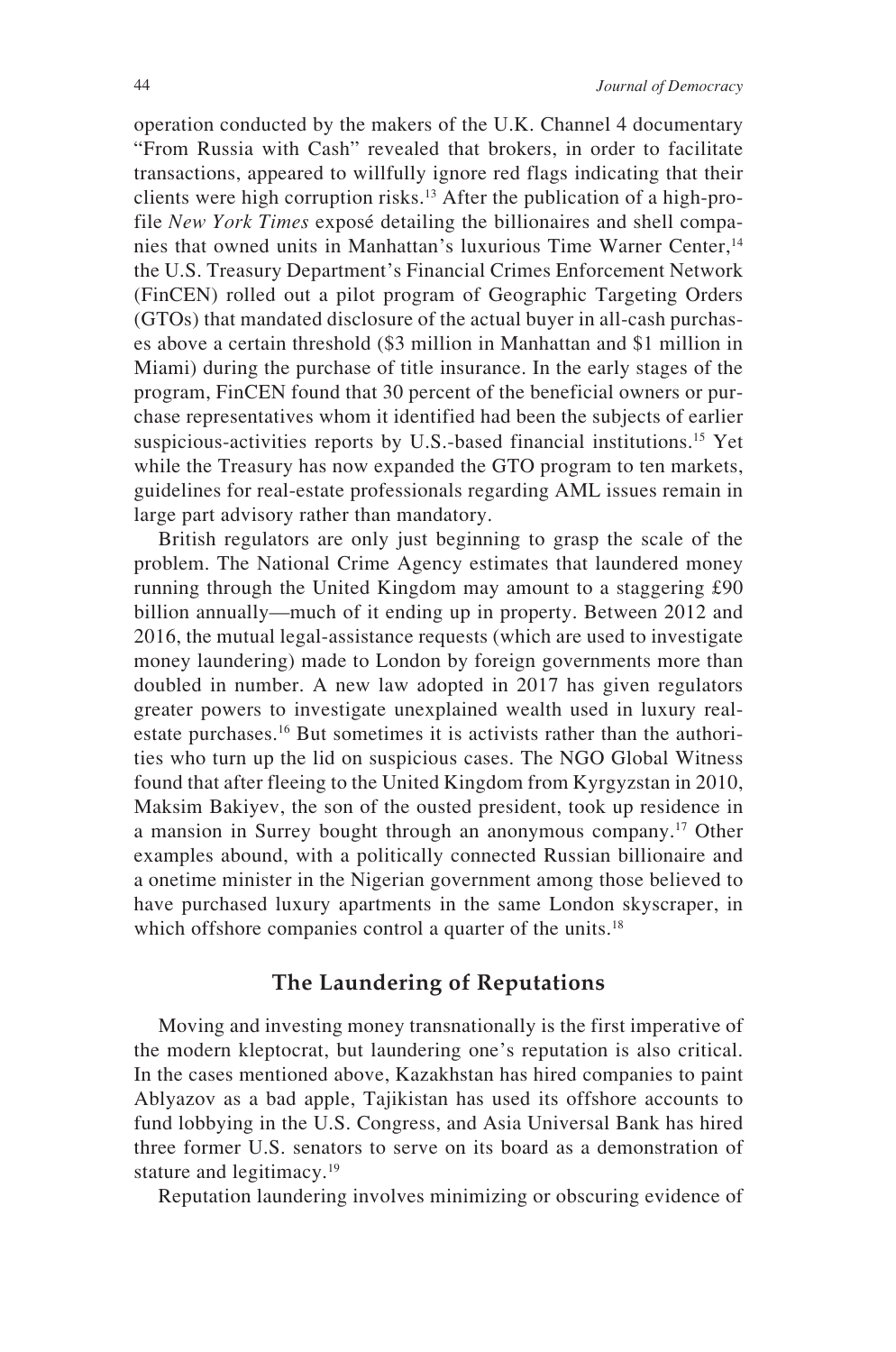operation conducted by the makers of the U.K. Channel 4 documentary "From Russia with Cash" revealed that brokers, in order to facilitate transactions, appeared to willfully ignore red flags indicating that their clients were high corruption risks.[13] After the publication of a high-profile *New York Times* exposé detailing the billionaires and shell companies that owned units in Manhattan's luxurious Time Warner Center,[14] the U.S. Treasury Department's Financial Crimes Enforcement Network (FinCEN) rolled out a pilot program of Geographic Targeting Orders (GTOs) that mandated disclosure of the actual buyer in all-cash purchases above a certain threshold ($3 million in Manhattan and $1 million in Miami) during the purchase of title insurance. In the early stages of the program, FinCEN found that 30 percent of the beneficial owners or purchase representatives whom it identified had been the subjects of earlier suspicious-activities reports by U.S.-based financial institutions.[15] Yet while the Treasury has now expanded the GTO program to ten markets, guidelines for real-estate professionals regarding AML issues remain in large part advisory rather than mandatory.

British regulators are only just beginning to grasp the scale of the problem. The National Crime Agency estimates that laundered money running through the United Kingdom may amount to a staggering £90 billion annually—much of it ending up in property. Between 2012 and 2016, the mutual legal-assistance requests (which are used to investigate money laundering) made to London by foreign governments more than doubled in number. A new law adopted in 2017 has given regulators greater powers to investigate unexplained wealth used in luxury real-estate purchases.[16] But sometimes it is activists rather than the authorities who turn up the lid on suspicious cases. The NGO Global Witness found that after fleeing to the United Kingdom from Kyrgyzstan in 2010, Maksim Bakiyev, the son of the ousted president, took up residence in a mansion in Surrey bought through an anonymous company.[17] Other examples abound, with a politically connected Russian billionaire and a onetime minister in the Nigerian government among those believed to have purchased luxury apartments in the same London skyscraper, in which offshore companies control a quarter of the units.[18]

## The Laundering of Reputations

Moving and investing money transnationally is the first imperative of the modern kleptocrat, but laundering one's reputation is also critical. In the cases mentioned above, Kazakhstan has hired companies to paint Ablyazov as a bad apple, Tajikistan has used its offshore accounts to fund lobbying in the U.S. Congress, and Asia Universal Bank has hired three former U.S. senators to serve on its board as a demonstration of stature and legitimacy.[19]

Reputation laundering involves minimizing or obscuring evidence of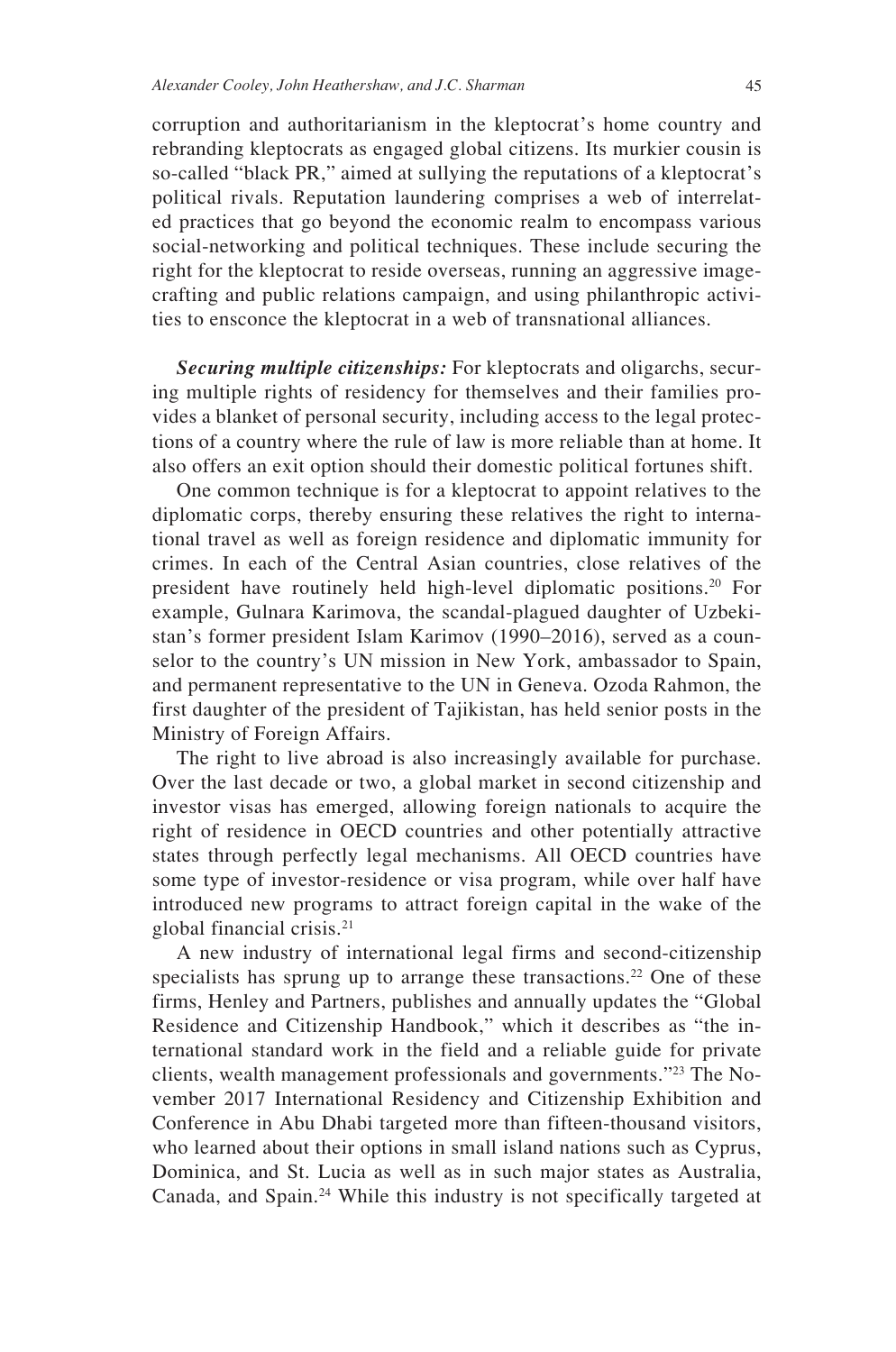corruption and authoritarianism in the kleptocrat's home country and rebranding kleptocrats as engaged global citizens. Its murkier cousin is so-called "black PR," aimed at sullying the reputations of a kleptocrat's political rivals. Reputation laundering comprises a web of interrelated practices that go beyond the economic realm to encompass various social-networking and political techniques. These include securing the right for the kleptocrat to reside overseas, running an aggressive image-crafting and public relations campaign, and using philanthropic activities to ensconce the kleptocrat in a web of transnational alliances.

***Securing multiple citizenships:*** For kleptocrats and oligarchs, securing multiple rights of residency for themselves and their families provides a blanket of personal security, including access to the legal protections of a country where the rule of law is more reliable than at home. It also offers an exit option should their domestic political fortunes shift.

One common technique is for a kleptocrat to appoint relatives to the diplomatic corps, thereby ensuring these relatives the right to international travel as well as foreign residence and diplomatic immunity for crimes. In each of the Central Asian countries, close relatives of the president have routinely held high-level diplomatic positions.[20] For example, Gulnara Karimova, the scandal-plagued daughter of Uzbekistan's former president Islam Karimov (1990–2016), served as a counselor to the country's UN mission in New York, ambassador to Spain, and permanent representative to the UN in Geneva. Ozoda Rahmon, the first daughter of the president of Tajikistan, has held senior posts in the Ministry of Foreign Affairs.

The right to live abroad is also increasingly available for purchase. Over the last decade or two, a global market in second citizenship and investor visas has emerged, allowing foreign nationals to acquire the right of residence in OECD countries and other potentially attractive states through perfectly legal mechanisms. All OECD countries have some type of investor-residence or visa program, while over half have introduced new programs to attract foreign capital in the wake of the global financial crisis.[21]

A new industry of international legal firms and second-citizenship specialists has sprung up to arrange these transactions.[22] One of these firms, Henley and Partners, publishes and annually updates the "Global Residence and Citizenship Handbook," which it describes as "the international standard work in the field and a reliable guide for private clients, wealth management professionals and governments."[23] The November 2017 International Residency and Citizenship Exhibition and Conference in Abu Dhabi targeted more than fifteen-thousand visitors, who learned about their options in small island nations such as Cyprus, Dominica, and St. Lucia as well as in such major states as Australia, Canada, and Spain.[24] While this industry is not specifically targeted at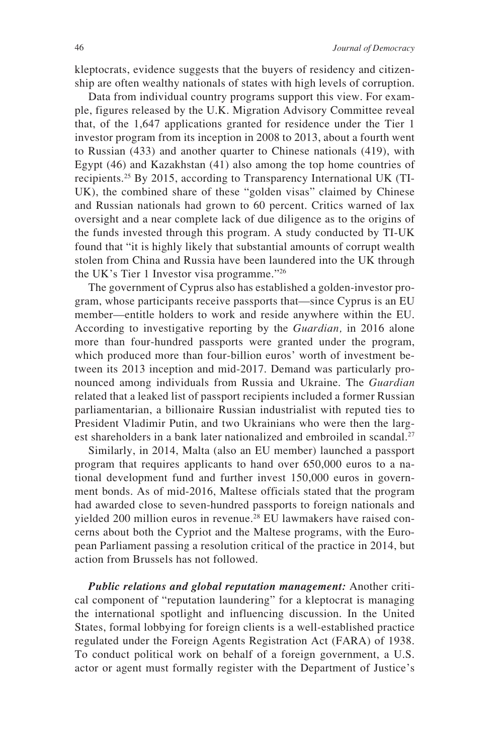kleptocrats, evidence suggests that the buyers of residency and citizenship are often wealthy nationals of states with high levels of corruption.

Data from individual country programs support this view. For example, figures released by the U.K. Migration Advisory Committee reveal that, of the 1,647 applications granted for residence under the Tier 1 investor program from its inception in 2008 to 2013, about a fourth went to Russian (433) and another quarter to Chinese nationals (419), with Egypt (46) and Kazakhstan (41) also among the top home countries of recipients.[25] By 2015, according to Transparency International UK (TI-UK), the combined share of these "golden visas" claimed by Chinese and Russian nationals had grown to 60 percent. Critics warned of lax oversight and a near complete lack of due diligence as to the origins of the funds invested through this program. A study conducted by TI-UK found that "it is highly likely that substantial amounts of corrupt wealth stolen from China and Russia have been laundered into the UK through the UK's Tier 1 Investor visa programme."[26]

The government of Cyprus also has established a golden-investor program, whose participants receive passports that—since Cyprus is an EU member—entitle holders to work and reside anywhere within the EU. According to investigative reporting by the *Guardian,* in 2016 alone more than four-hundred passports were granted under the program, which produced more than four-billion euros' worth of investment between its 2013 inception and mid-2017. Demand was particularly pronounced among individuals from Russia and Ukraine. The *Guardian* related that a leaked list of passport recipients included a former Russian parliamentarian, a billionaire Russian industrialist with reputed ties to President Vladimir Putin, and two Ukrainians who were then the largest shareholders in a bank later nationalized and embroiled in scandal.[27]

Similarly, in 2014, Malta (also an EU member) launched a passport program that requires applicants to hand over 650,000 euros to a national development fund and further invest 150,000 euros in government bonds. As of mid-2016, Maltese officials stated that the program had awarded close to seven-hundred passports to foreign nationals and yielded 200 million euros in revenue.[28] EU lawmakers have raised concerns about both the Cypriot and the Maltese programs, with the European Parliament passing a resolution critical of the practice in 2014, but action from Brussels has not followed.

***Public relations and global reputation management:*** Another critical component of "reputation laundering" for a kleptocrat is managing the international spotlight and influencing discussion. In the United States, formal lobbying for foreign clients is a well-established practice regulated under the Foreign Agents Registration Act (FARA) of 1938. To conduct political work on behalf of a foreign government, a U.S. actor or agent must formally register with the Department of Justice's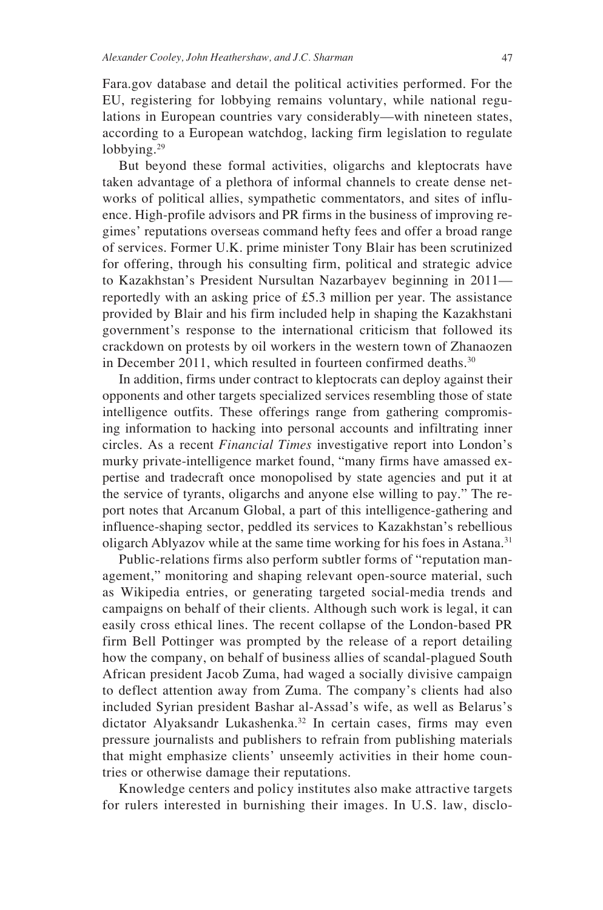Fara.gov database and detail the political activities performed. For the EU, registering for lobbying remains voluntary, while national regulations in European countries vary considerably—with nineteen states, according to a European watchdog, lacking firm legislation to regulate lobbying.[29]

But beyond these formal activities, oligarchs and kleptocrats have taken advantage of a plethora of informal channels to create dense networks of political allies, sympathetic commentators, and sites of influence. High-profile advisors and PR firms in the business of improving regimes' reputations overseas command hefty fees and offer a broad range of services. Former U.K. prime minister Tony Blair has been scrutinized for offering, through his consulting firm, political and strategic advice to Kazakhstan's President Nursultan Nazarbayev beginning in 2011—reportedly with an asking price of £5.3 million per year. The assistance provided by Blair and his firm included help in shaping the Kazakhstani government's response to the international criticism that followed its crackdown on protests by oil workers in the western town of Zhanaozen in December 2011, which resulted in fourteen confirmed deaths.[30]

In addition, firms under contract to kleptocrats can deploy against their opponents and other targets specialized services resembling those of state intelligence outfits. These offerings range from gathering compromising information to hacking into personal accounts and infiltrating inner circles. As a recent *Financial Times* investigative report into London's murky private-intelligence market found, "many firms have amassed expertise and tradecraft once monopolised by state agencies and put it at the service of tyrants, oligarchs and anyone else willing to pay." The report notes that Arcanum Global, a part of this intelligence-gathering and influence-shaping sector, peddled its services to Kazakhstan's rebellious oligarch Ablyazov while at the same time working for his foes in Astana.[31]

Public-relations firms also perform subtler forms of "reputation management," monitoring and shaping relevant open-source material, such as Wikipedia entries, or generating targeted social-media trends and campaigns on behalf of their clients. Although such work is legal, it can easily cross ethical lines. The recent collapse of the London-based PR firm Bell Pottinger was prompted by the release of a report detailing how the company, on behalf of business allies of scandal-plagued South African president Jacob Zuma, had waged a socially divisive campaign to deflect attention away from Zuma. The company's clients had also included Syrian president Bashar al-Assad's wife, as well as Belarus's dictator Alyaksandr Lukashenka.[32] In certain cases, firms may even pressure journalists and publishers to refrain from publishing materials that might emphasize clients' unseemly activities in their home countries or otherwise damage their reputations.

Knowledge centers and policy institutes also make attractive targets for rulers interested in burnishing their images. In U.S. law, disclo-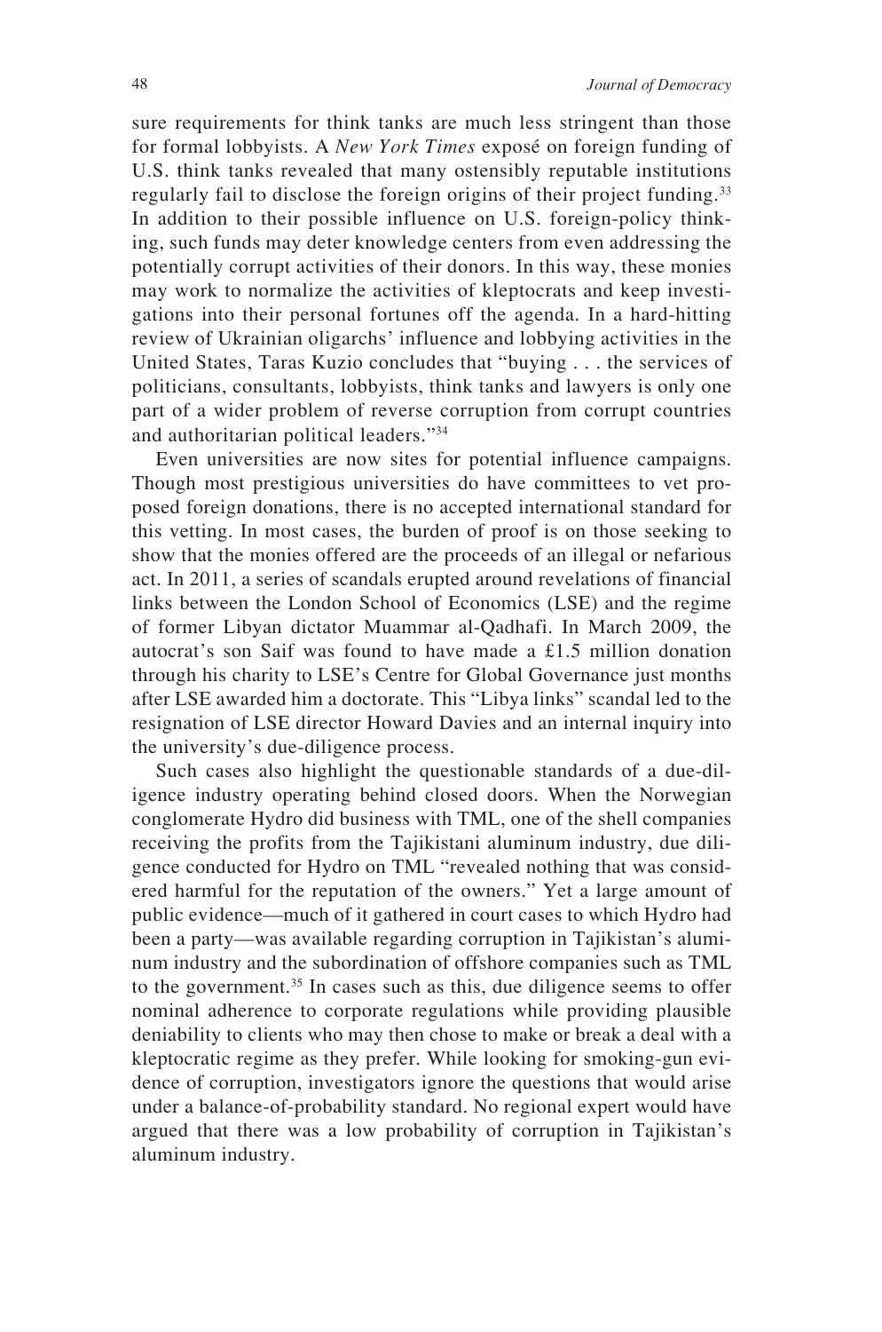sure requirements for think tanks are much less stringent than those for formal lobbyists. A *New York Times* exposé on foreign funding of U.S. think tanks revealed that many ostensibly reputable institutions regularly fail to disclose the foreign origins of their project funding.[33] In addition to their possible influence on U.S. foreign-policy thinking, such funds may deter knowledge centers from even addressing the potentially corrupt activities of their donors. In this way, these monies may work to normalize the activities of kleptocrats and keep investigations into their personal fortunes off the agenda. In a hard-hitting review of Ukrainian oligarchs' influence and lobbying activities in the United States, Taras Kuzio concludes that "buying . . . the services of politicians, consultants, lobbyists, think tanks and lawyers is only one part of a wider problem of reverse corruption from corrupt countries and authoritarian political leaders."[34]

Even universities are now sites for potential influence campaigns. Though most prestigious universities do have committees to vet proposed foreign donations, there is no accepted international standard for this vetting. In most cases, the burden of proof is on those seeking to show that the monies offered are the proceeds of an illegal or nefarious act. In 2011, a series of scandals erupted around revelations of financial links between the London School of Economics (LSE) and the regime of former Libyan dictator Muammar al-Qadhafi. In March 2009, the autocrat's son Saif was found to have made a £1.5 million donation through his charity to LSE's Centre for Global Governance just months after LSE awarded him a doctorate. This "Libya links" scandal led to the resignation of LSE director Howard Davies and an internal inquiry into the university's due-diligence process.

Such cases also highlight the questionable standards of a due-diligence industry operating behind closed doors. When the Norwegian conglomerate Hydro did business with TML, one of the shell companies receiving the profits from the Tajikistani aluminum industry, due diligence conducted for Hydro on TML "revealed nothing that was considered harmful for the reputation of the owners." Yet a large amount of public evidence—much of it gathered in court cases to which Hydro had been a party—was available regarding corruption in Tajikistan's aluminum industry and the subordination of offshore companies such as TML to the government.[35] In cases such as this, due diligence seems to offer nominal adherence to corporate regulations while providing plausible deniability to clients who may then chose to make or break a deal with a kleptocratic regime as they prefer. While looking for smoking-gun evidence of corruption, investigators ignore the questions that would arise under a balance-of-probability standard. No regional expert would have argued that there was a low probability of corruption in Tajikistan's aluminum industry.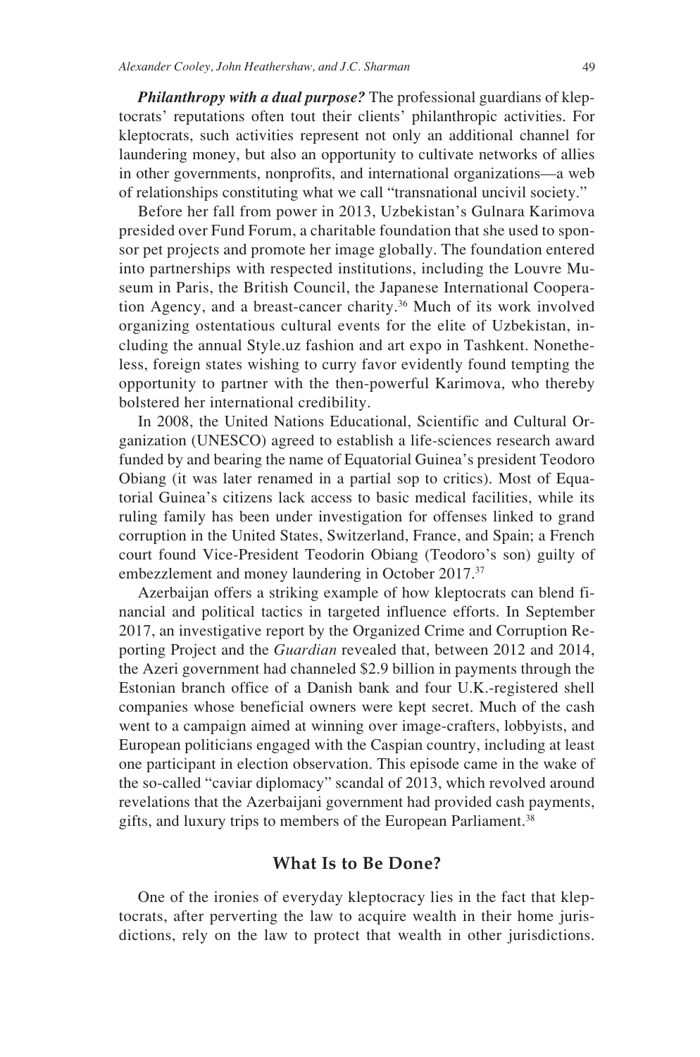***Philanthropy with a dual purpose?*** The professional guardians of kleptocrats' reputations often tout their clients' philanthropic activities. For kleptocrats, such activities represent not only an additional channel for laundering money, but also an opportunity to cultivate networks of allies in other governments, nonprofits, and international organizations—a web of relationships constituting what we call "transnational uncivil society."

Before her fall from power in 2013, Uzbekistan's Gulnara Karimova presided over Fund Forum, a charitable foundation that she used to sponsor pet projects and promote her image globally. The foundation entered into partnerships with respected institutions, including the Louvre Museum in Paris, the British Council, the Japanese International Cooperation Agency, and a breast-cancer charity.[36] Much of its work involved organizing ostentatious cultural events for the elite of Uzbekistan, including the annual Style.uz fashion and art expo in Tashkent. Nonetheless, foreign states wishing to curry favor evidently found tempting the opportunity to partner with the then-powerful Karimova, who thereby bolstered her international credibility.

In 2008, the United Nations Educational, Scientific and Cultural Organization (UNESCO) agreed to establish a life-sciences research award funded by and bearing the name of Equatorial Guinea's president Teodoro Obiang (it was later renamed in a partial sop to critics). Most of Equatorial Guinea's citizens lack access to basic medical facilities, while its ruling family has been under investigation for offenses linked to grand corruption in the United States, Switzerland, France, and Spain; a French court found Vice-President Teodorin Obiang (Teodoro's son) guilty of embezzlement and money laundering in October 2017.[37]

Azerbaijan offers a striking example of how kleptocrats can blend financial and political tactics in targeted influence efforts. In September 2017, an investigative report by the Organized Crime and Corruption Reporting Project and the *Guardian* revealed that, between 2012 and 2014, the Azeri government had channeled $2.9 billion in payments through the Estonian branch office of a Danish bank and four U.K.-registered shell companies whose beneficial owners were kept secret. Much of the cash went to a campaign aimed at winning over image-crafters, lobbyists, and European politicians engaged with the Caspian country, including at least one participant in election observation. This episode came in the wake of the so-called "caviar diplomacy" scandal of 2013, which revolved around revelations that the Azerbaijani government had provided cash payments, gifts, and luxury trips to members of the European Parliament.[38]

## What Is to Be Done?

One of the ironies of everyday kleptocracy lies in the fact that kleptocrats, after perverting the law to acquire wealth in their home jurisdictions, rely on the law to protect that wealth in other jurisdictions.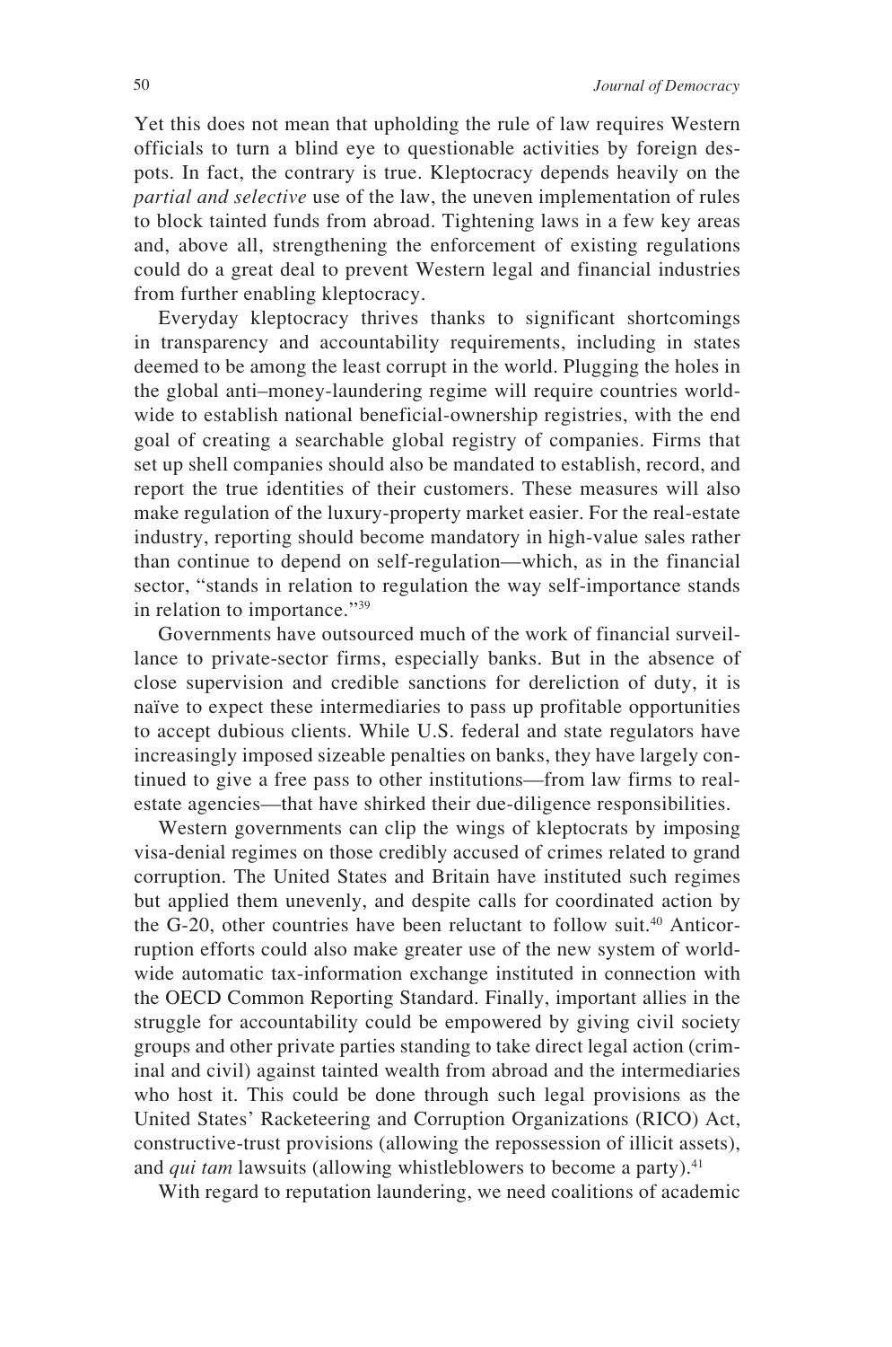Yet this does not mean that upholding the rule of law requires Western officials to turn a blind eye to questionable activities by foreign despots. In fact, the contrary is true. Kleptocracy depends heavily on the *partial and selective* use of the law, the uneven implementation of rules to block tainted funds from abroad. Tightening laws in a few key areas and, above all, strengthening the enforcement of existing regulations could do a great deal to prevent Western legal and financial industries from further enabling kleptocracy.

Everyday kleptocracy thrives thanks to significant shortcomings in transparency and accountability requirements, including in states deemed to be among the least corrupt in the world. Plugging the holes in the global anti–money-laundering regime will require countries worldwide to establish national beneficial-ownership registries, with the end goal of creating a searchable global registry of companies. Firms that set up shell companies should also be mandated to establish, record, and report the true identities of their customers. These measures will also make regulation of the luxury-property market easier. For the real-estate industry, reporting should become mandatory in high-value sales rather than continue to depend on self-regulation—which, as in the financial sector, "stands in relation to regulation the way self-importance stands in relation to importance."[39]

Governments have outsourced much of the work of financial surveillance to private-sector firms, especially banks. But in the absence of close supervision and credible sanctions for dereliction of duty, it is naïve to expect these intermediaries to pass up profitable opportunities to accept dubious clients. While U.S. federal and state regulators have increasingly imposed sizeable penalties on banks, they have largely continued to give a free pass to other institutions—from law firms to real-estate agencies—that have shirked their due-diligence responsibilities.

Western governments can clip the wings of kleptocrats by imposing visa-denial regimes on those credibly accused of crimes related to grand corruption. The United States and Britain have instituted such regimes but applied them unevenly, and despite calls for coordinated action by the G-20, other countries have been reluctant to follow suit.[40] Anticorruption efforts could also make greater use of the new system of worldwide automatic tax-information exchange instituted in connection with the OECD Common Reporting Standard. Finally, important allies in the struggle for accountability could be empowered by giving civil society groups and other private parties standing to take direct legal action (criminal and civil) against tainted wealth from abroad and the intermediaries who host it. This could be done through such legal provisions as the United States' Racketeering and Corruption Organizations (RICO) Act, constructive-trust provisions (allowing the repossession of illicit assets), and *qui tam* lawsuits (allowing whistleblowers to become a party).[41]

With regard to reputation laundering, we need coalitions of academic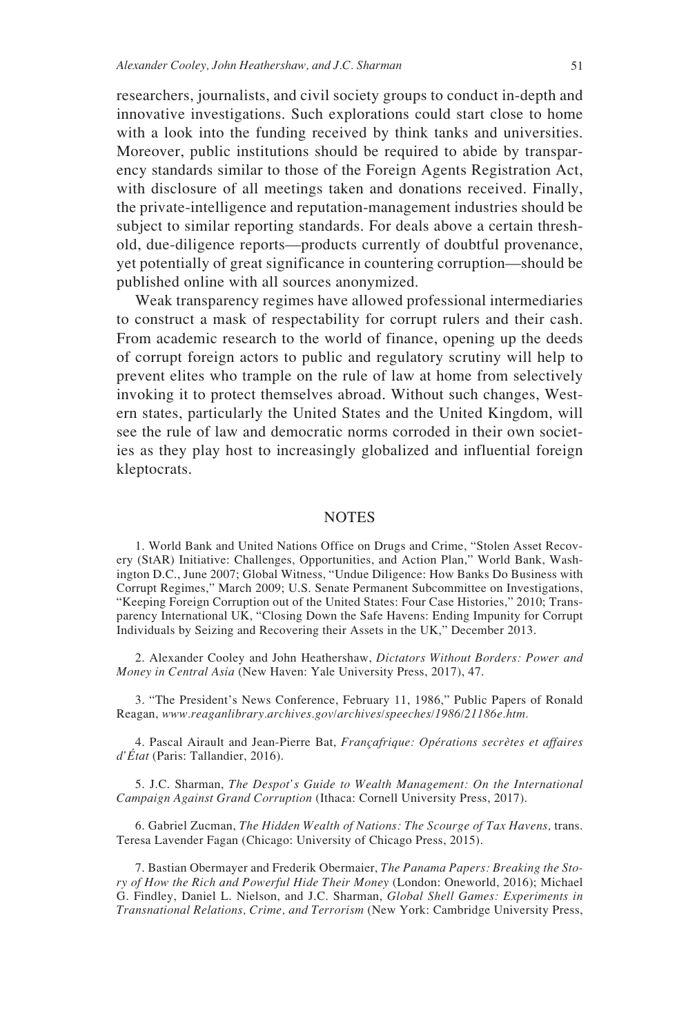researchers, journalists, and civil society groups to conduct in-depth and innovative investigations. Such explorations could start close to home with a look into the funding received by think tanks and universities. Moreover, public institutions should be required to abide by transparency standards similar to those of the Foreign Agents Registration Act, with disclosure of all meetings taken and donations received. Finally, the private-intelligence and reputation-management industries should be subject to similar reporting standards. For deals above a certain threshold, due-diligence reports—products currently of doubtful provenance, yet potentially of great significance in countering corruption—should be published online with all sources anonymized.

Weak transparency regimes have allowed professional intermediaries to construct a mask of respectability for corrupt rulers and their cash. From academic research to the world of finance, opening up the deeds of corrupt foreign actors to public and regulatory scrutiny will help to prevent elites who trample on the rule of law at home from selectively invoking it to protect themselves abroad. Without such changes, Western states, particularly the United States and the United Kingdom, will see the rule of law and democratic norms corroded in their own societies as they play host to increasingly globalized and influential foreign kleptocrats.

## NOTES

1. World Bank and United Nations Office on Drugs and Crime, "Stolen Asset Recovery (StAR) Initiative: Challenges, Opportunities, and Action Plan," World Bank, Washington D.C., June 2007; Global Witness, "Undue Diligence: How Banks Do Business with Corrupt Regimes," March 2009; U.S. Senate Permanent Subcommittee on Investigations, "Keeping Foreign Corruption out of the United States: Four Case Histories," 2010; Transparency International UK, "Closing Down the Safe Havens: Ending Impunity for Corrupt Individuals by Seizing and Recovering their Assets in the UK," December 2013.

2. Alexander Cooley and John Heathershaw, *Dictators Without Borders: Power and Money in Central Asia* (New Haven: Yale University Press, 2017), 47.

3. "The President's News Conference, February 11, 1986," Public Papers of Ronald Reagan, *www.reaganlibrary.archives.gov/archives/speeches/1986/21186e.htm.*

4. Pascal Airault and Jean-Pierre Bat, *Françafrique: Opérations secrètes et affaires d'État* (Paris: Tallandier, 2016).

5. J.C. Sharman, *The Despot's Guide to Wealth Management: On the International Campaign Against Grand Corruption* (Ithaca: Cornell University Press, 2017).

6. Gabriel Zucman, *The Hidden Wealth of Nations: The Scourge of Tax Havens,* trans. Teresa Lavender Fagan (Chicago: University of Chicago Press, 2015).

7. Bastian Obermayer and Frederik Obermaier, *The Panama Papers: Breaking the Story of How the Rich and Powerful Hide Their Money* (London: Oneworld, 2016); Michael G. Findley, Daniel L. Nielson, and J.C. Sharman, *Global Shell Games: Experiments in Transnational Relations, Crime, and Terrorism* (New York: Cambridge University Press,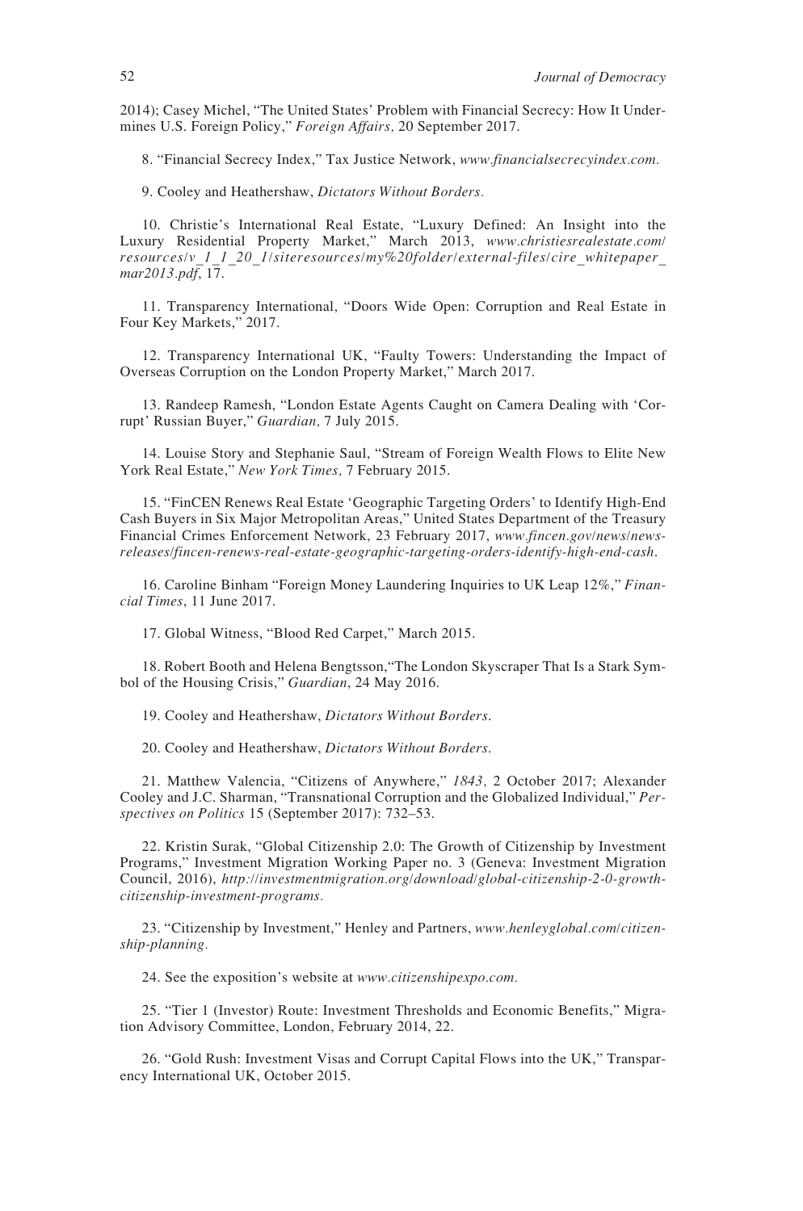2014); Casey Michel, "The United States' Problem with Financial Secrecy: How It Undermines U.S. Foreign Policy," *Foreign Affairs,* 20 September 2017.

8. "Financial Secrecy Index," Tax Justice Network, *www.financialsecrecyindex.com.*

9. Cooley and Heathershaw, *Dictators Without Borders.*

10. Christie's International Real Estate, "Luxury Defined: An Insight into the Luxury Residential Property Market," March 2013, *www.christiesrealestate.com/resources/v_1_1_20_1/siteresources/my%20folder/external-files/cire_whitepaper_mar2013.pdf*, 17.

11. Transparency International, "Doors Wide Open: Corruption and Real Estate in Four Key Markets," 2017.

12. Transparency International UK, "Faulty Towers: Understanding the Impact of Overseas Corruption on the London Property Market," March 2017.

13. Randeep Ramesh, "London Estate Agents Caught on Camera Dealing with 'Corrupt' Russian Buyer," *Guardian,* 7 July 2015.

14. Louise Story and Stephanie Saul, "Stream of Foreign Wealth Flows to Elite New York Real Estate," *New York Times,* 7 February 2015.

15. "FinCEN Renews Real Estate 'Geographic Targeting Orders' to Identify High-End Cash Buyers in Six Major Metropolitan Areas," United States Department of the Treasury Financial Crimes Enforcement Network, 23 February 2017, *www.fincen.gov/news/news-releases/fincen-renews-real-estate-geographic-targeting-orders-identify-high-end-cash*.

16. Caroline Binham "Foreign Money Laundering Inquiries to UK Leap 12%," *Financial Times*, 11 June 2017.

17. Global Witness, "Blood Red Carpet," March 2015.

18. Robert Booth and Helena Bengtsson,"The London Skyscraper That Is a Stark Symbol of the Housing Crisis," *Guardian*, 24 May 2016.

19. Cooley and Heathershaw, *Dictators Without Borders*.

20. Cooley and Heathershaw, *Dictators Without Borders*.

21. Matthew Valencia, "Citizens of Anywhere," *1843,* 2 October 2017; Alexander Cooley and J.C. Sharman, "Transnational Corruption and the Globalized Individual," *Perspectives on Politics* 15 (September 2017): 732–53.

22. Kristin Surak, "Global Citizenship 2.0: The Growth of Citizenship by Investment Programs," Investment Migration Working Paper no. 3 (Geneva: Investment Migration Council, 2016), *http://investmentmigration.org/download/global-citizenship-2-0-growth-citizenship-investment-programs.*

23. "Citizenship by Investment," Henley and Partners, *www.henleyglobal.com/citizenship-planning.*

24. See the exposition's website at *www.citizenshipexpo.com.*

25. "Tier 1 (Investor) Route: Investment Thresholds and Economic Benefits," Migration Advisory Committee, London, February 2014, 22.

26. "Gold Rush: Investment Visas and Corrupt Capital Flows into the UK," Transparency International UK, October 2015.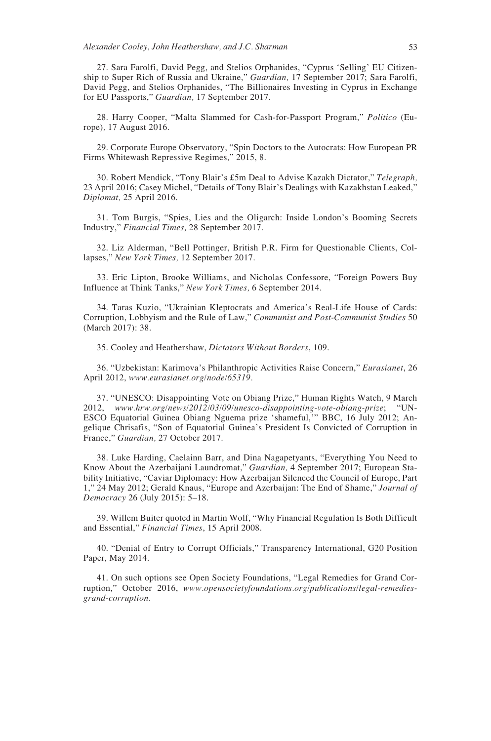27. Sara Farolfi, David Pegg, and Stelios Orphanides, "Cyprus 'Selling' EU Citizenship to Super Rich of Russia and Ukraine," *Guardian,* 17 September 2017; Sara Farolfi, David Pegg, and Stelios Orphanides, "The Billionaires Investing in Cyprus in Exchange for EU Passports," *Guardian,* 17 September 2017.

28. Harry Cooper, "Malta Slammed for Cash-for-Passport Program," *Politico* (Europe), 17 August 2016.

29. Corporate Europe Observatory, "Spin Doctors to the Autocrats: How European PR Firms Whitewash Repressive Regimes," 2015, 8.

30. Robert Mendick, "Tony Blair's £5m Deal to Advise Kazakh Dictator," *Telegraph,* 23 April 2016; Casey Michel, "Details of Tony Blair's Dealings with Kazakhstan Leaked," *Diplomat,* 25 April 2016.

31. Tom Burgis, "Spies, Lies and the Oligarch: Inside London's Booming Secrets Industry," *Financial Times,* 28 September 2017.

32. Liz Alderman, "Bell Pottinger, British P.R. Firm for Questionable Clients, Collapses," *New York Times,* 12 September 2017.

33. Eric Lipton, Brooke Williams, and Nicholas Confessore, "Foreign Powers Buy Influence at Think Tanks," *New York Times,* 6 September 2014.

34. Taras Kuzio, "Ukrainian Kleptocrats and America's Real-Life House of Cards: Corruption, Lobbyism and the Rule of Law," *Communist and Post-Communist Studies* 50 (March 2017): 38.

35. Cooley and Heathershaw, *Dictators Without Borders*, 109.

36. "Uzbekistan: Karimova's Philanthropic Activities Raise Concern," *Eurasianet*, 26 April 2012, *www.eurasianet.org/node/65319*.

37. "UNESCO: Disappointing Vote on Obiang Prize," Human Rights Watch, 9 March 2012, *www.hrw.org/news/2012/03/09/unesco-disappointing-vote-obiang-prize*; "UNESCO Equatorial Guinea Obiang Nguema prize 'shameful,'" BBC, 16 July 2012; Angelique Chrisafis, "Son of Equatorial Guinea's President Is Convicted of Corruption in France," *Guardian,* 27 October 2017.

38. Luke Harding, Caelainn Barr, and Dina Nagapetyants, "Everything You Need to Know About the Azerbaijani Laundromat," *Guardian,* 4 September 2017; European Stability Initiative, "Caviar Diplomacy: How Azerbaijan Silenced the Council of Europe, Part 1," 24 May 2012; Gerald Knaus, "Europe and Azerbaijan: The End of Shame," *Journal of Democracy* 26 (July 2015): 5–18.

39. Willem Buiter quoted in Martin Wolf, "Why Financial Regulation Is Both Difficult and Essential," *Financial Times*, 15 April 2008.

40. "Denial of Entry to Corrupt Officials," Transparency International, G20 Position Paper, May 2014.

41. On such options see Open Society Foundations, "Legal Remedies for Grand Corruption," October 2016, *www.opensocietyfoundations.org/publications/legal-remedies-grand-corruption*.